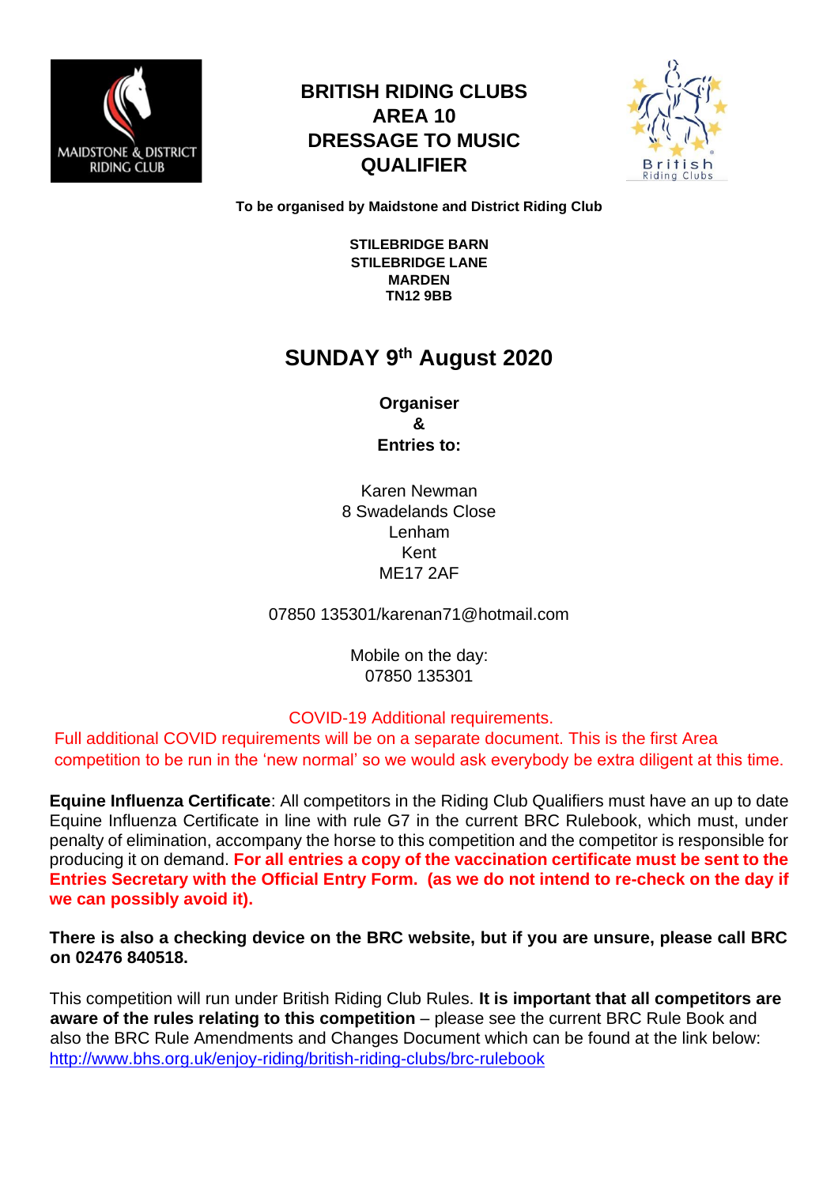# BRITISH RIDING CLUBS
# AREA 10
# DRESSAGE TO MUSIC
# QUALIFIER

**To be organised by Maidstone and District Riding Club**

**STILEBRIDGE BARN**
**STILEBRIDGE LANE**
**MARDEN**
**TN12 9BB**

## SUNDAY 9th August 2020

**Organiser**
**&**
**Entries to:**

Karen Newman
8 Swadelands Close
Lenham
Kent
ME17 2AF

07850 135301/karenan71@hotmail.com

Mobile on the day:
07850 135301

COVID-19 Additional requirements.
Full additional COVID requirements will be on a separate document. This is the first Area competition to be run in the 'new normal' so we would ask everybody be extra diligent at this time.

**Equine Influenza Certificate**: All competitors in the Riding Club Qualifiers must have an up to date Equine Influenza Certificate in line with rule G7 in the current BRC Rulebook, which must, under penalty of elimination, accompany the horse to this competition and the competitor is responsible for producing it on demand. **For all entries a copy of the vaccination certificate must be sent to the Entries Secretary with the Official Entry Form. (as we do not intend to re-check on the day if we can possibly avoid it).**

**There is also a checking device on the BRC website, but if you are unsure, please call BRC on 02476 840518.**

This competition will run under British Riding Club Rules. **It is important that all competitors are aware of the rules relating to this competition** – please see the current BRC Rule Book and also the BRC Rule Amendments and Changes Document which can be found at the link below:
http://www.bhs.org.uk/enjoy-riding/british-riding-clubs/brc-rulebook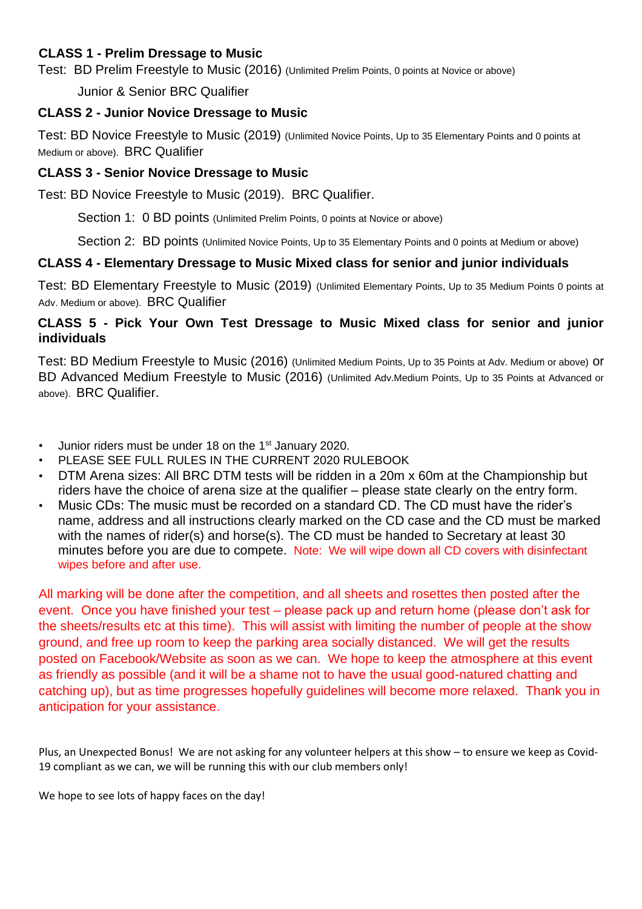**CLASS 1 - Prelim Dressage to Music**

Test: BD Prelim Freestyle to Music (2016) (Unlimited Prelim Points, 0 points at Novice or above)

Junior & Senior BRC Qualifier

**CLASS 2 - Junior Novice Dressage to Music**

Test: BD Novice Freestyle to Music (2019) (Unlimited Novice Points, Up to 35 Elementary Points and 0 points at Medium or above). BRC Qualifier

**CLASS 3 - Senior Novice Dressage to Music**

Test: BD Novice Freestyle to Music (2019). BRC Qualifier.

Section 1: 0 BD points (Unlimited Prelim Points, 0 points at Novice or above)

Section 2: BD points (Unlimited Novice Points, Up to 35 Elementary Points and 0 points at Medium or above)

**CLASS 4 - Elementary Dressage to Music Mixed class for senior and junior individuals**

Test: BD Elementary Freestyle to Music (2019) (Unlimited Elementary Points, Up to 35 Medium Points 0 points at Adv. Medium or above). BRC Qualifier

**CLASS 5 - Pick Your Own Test Dressage to Music Mixed class for senior and junior individuals**

Test: BD Medium Freestyle to Music (2016) (Unlimited Medium Points, Up to 35 Points at Adv. Medium or above) or BD Advanced Medium Freestyle to Music (2016) (Unlimited Adv.Medium Points, Up to 35 Points at Advanced or above). BRC Qualifier.

- Junior riders must be under 18 on the 1st January 2020.
- PLEASE SEE FULL RULES IN THE CURRENT 2020 RULEBOOK
- DTM Arena sizes: All BRC DTM tests will be ridden in a 20m x 60m at the Championship but riders have the choice of arena size at the qualifier – please state clearly on the entry form.
- Music CDs: The music must be recorded on a standard CD. The CD must have the rider's name, address and all instructions clearly marked on the CD case and the CD must be marked with the names of rider(s) and horse(s). The CD must be handed to Secretary at least 30 minutes before you are due to compete. Note: We will wipe down all CD covers with disinfectant wipes before and after use.

All marking will be done after the competition, and all sheets and rosettes then posted after the event. Once you have finished your test – please pack up and return home (please don't ask for the sheets/results etc at this time). This will assist with limiting the number of people at the show ground, and free up room to keep the parking area socially distanced. We will get the results posted on Facebook/Website as soon as we can. We hope to keep the atmosphere at this event as friendly as possible (and it will be a shame not to have the usual good-natured chatting and catching up), but as time progresses hopefully guidelines will become more relaxed. Thank you in anticipation for your assistance.

Plus, an Unexpected Bonus! We are not asking for any volunteer helpers at this show – to ensure we keep as Covid-19 compliant as we can, we will be running this with our club members only!

We hope to see lots of happy faces on the day!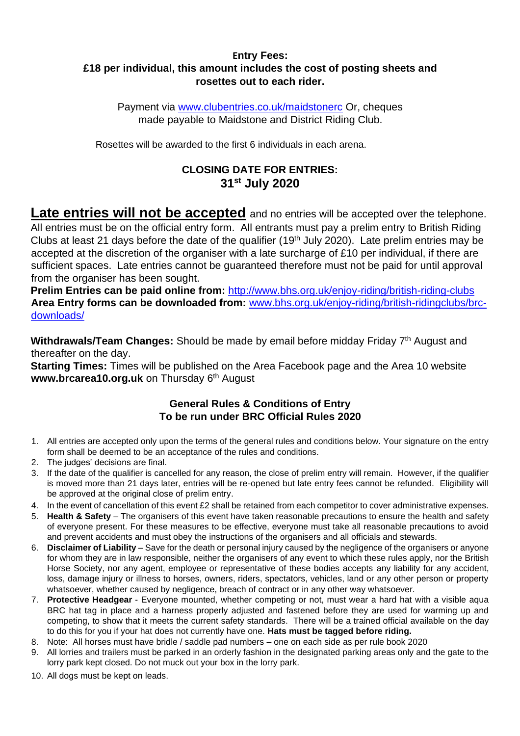**Entry Fees:**
**£18 per individual, this amount includes the cost of posting sheets and rosettes out to each rider.**

Payment via www.clubentries.co.uk/maidstonerc Or, cheques made payable to Maidstone and District Riding Club.

Rosettes will be awarded to the first 6 individuals in each arena.

**CLOSING DATE FOR ENTRIES:**
**31st July 2020**

**Late entries will not be accepted** and no entries will be accepted over the telephone. All entries must be on the official entry form. All entrants must pay a prelim entry to British Riding Clubs at least 21 days before the date of the qualifier (19th July 2020). Late prelim entries may be accepted at the discretion of the organiser with a late surcharge of £10 per individual, if there are sufficient spaces. Late entries cannot be guaranteed therefore must not be paid for until approval from the organiser has been sought.
**Prelim Entries can be paid online from:** http://www.bhs.org.uk/enjoy-riding/british-riding-clubs
**Area Entry forms can be downloaded from:** www.bhs.org.uk/enjoy-riding/british-ridingclubs/brc-downloads/

**Withdrawals/Team Changes:** Should be made by email before midday Friday 7th August and thereafter on the day.
**Starting Times:** Times will be published on the Area Facebook page and the Area 10 website **www.brcarea10.org.uk** on Thursday 6th August

**General Rules & Conditions of Entry**
**To be run under BRC Official Rules 2020**

1. All entries are accepted only upon the terms of the general rules and conditions below. Your signature on the entry form shall be deemed to be an acceptance of the rules and conditions.
2. The judges' decisions are final.
3. If the date of the qualifier is cancelled for any reason, the close of prelim entry will remain. However, if the qualifier is moved more than 21 days later, entries will be re-opened but late entry fees cannot be refunded. Eligibility will be approved at the original close of prelim entry.
4. In the event of cancellation of this event £2 shall be retained from each competitor to cover administrative expenses.
5. **Health & Safety** – The organisers of this event have taken reasonable precautions to ensure the health and safety of everyone present. For these measures to be effective, everyone must take all reasonable precautions to avoid and prevent accidents and must obey the instructions of the organisers and all officials and stewards.
6. **Disclaimer of Liability** – Save for the death or personal injury caused by the negligence of the organisers or anyone for whom they are in law responsible, neither the organisers of any event to which these rules apply, nor the British Horse Society, nor any agent, employee or representative of these bodies accepts any liability for any accident, loss, damage injury or illness to horses, owners, riders, spectators, vehicles, land or any other person or property whatsoever, whether caused by negligence, breach of contract or in any other way whatsoever.
7. **Protective Headgear** - Everyone mounted, whether competing or not, must wear a hard hat with a visible aqua BRC hat tag in place and a harness properly adjusted and fastened before they are used for warming up and competing, to show that it meets the current safety standards. There will be a trained official available on the day to do this for you if your hat does not currently have one. **Hats must be tagged before riding.**
8. Note: All horses must have bridle / saddle pad numbers – one on each side as per rule book 2020
9. All lorries and trailers must be parked in an orderly fashion in the designated parking areas only and the gate to the lorry park kept closed. Do not muck out your box in the lorry park.
10. All dogs must be kept on leads.